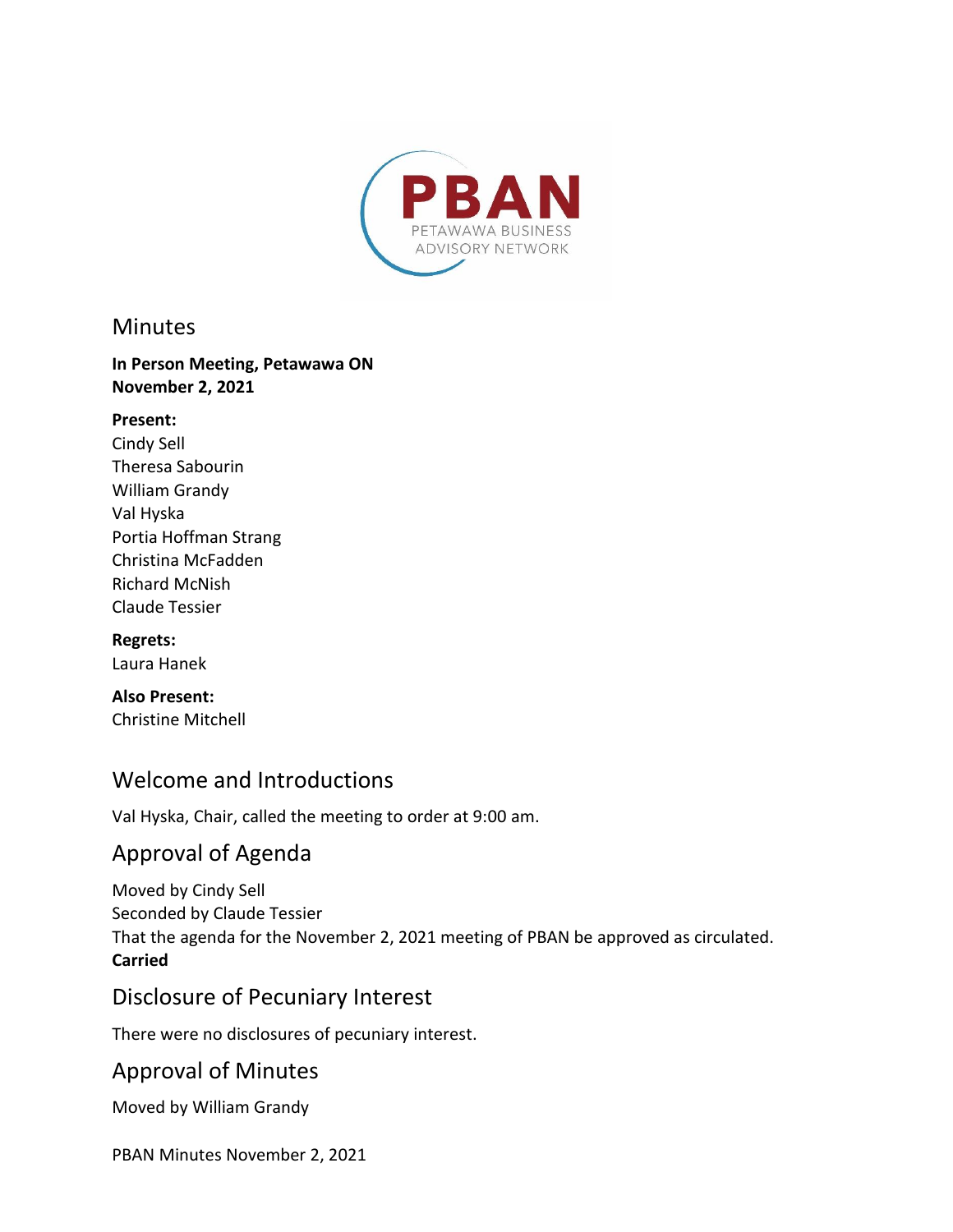# Minutes

**In Person Meeting, Petawawa ON**
**November 2, 2021**

**Present:**
Cindy Sell
Theresa Sabourin
William Grandy
Val Hyska
Portia Hoffman Strang
Christina McFadden
Richard McNish
Claude Tessier

**Regrets:**
Laura Hanek

**Also Present:**
Christine Mitchell

## Welcome and Introductions

Val Hyska, Chair, called the meeting to order at 9:00 am.

## Approval of Agenda

Moved by Cindy Sell
Seconded by Claude Tessier
That the agenda for the November 2, 2021 meeting of PBAN be approved as circulated.
**Carried**

## Disclosure of Pecuniary Interest

There were no disclosures of pecuniary interest.

## Approval of Minutes

Moved by William Grandy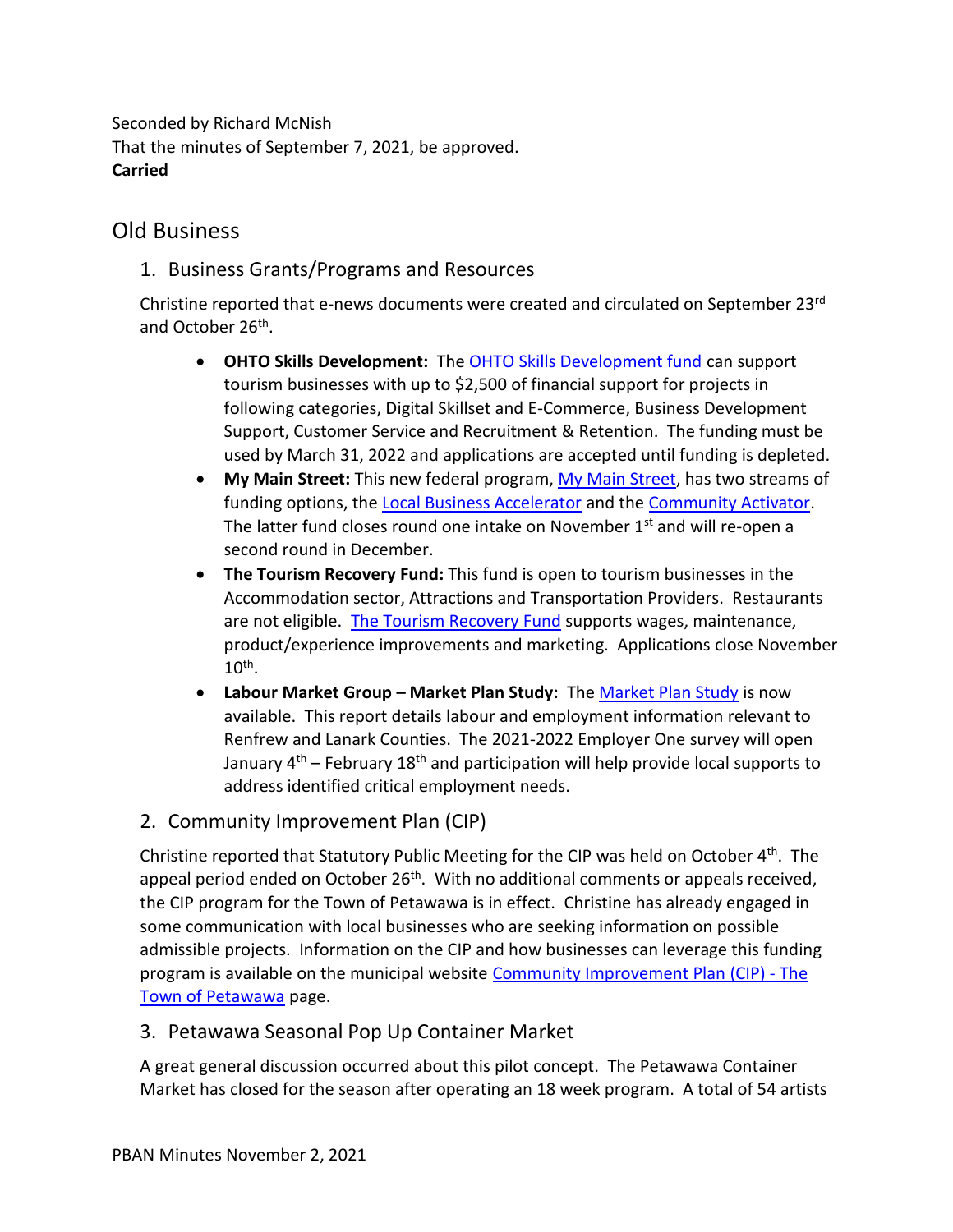Seconded by Richard McNish
That the minutes of September 7, 2021, be approved.
**Carried**

## Old Business

### 1. Business Grants/Programs and Resources

Christine reported that e-news documents were created and circulated on September 23rd and October 26th.

- **OHTO Skills Development:** The OHTO Skills Development fund can support tourism businesses with up to $2,500 of financial support for projects in following categories, Digital Skillset and E-Commerce, Business Development Support, Customer Service and Recruitment & Retention. The funding must be used by March 31, 2022 and applications are accepted until funding is depleted.
- **My Main Street:** This new federal program, My Main Street, has two streams of funding options, the Local Business Accelerator and the Community Activator. The latter fund closes round one intake on November 1st and will re-open a second round in December.
- **The Tourism Recovery Fund:** This fund is open to tourism businesses in the Accommodation sector, Attractions and Transportation Providers. Restaurants are not eligible. The Tourism Recovery Fund supports wages, maintenance, product/experience improvements and marketing. Applications close November 10th.
- **Labour Market Group – Market Plan Study:** The Market Plan Study is now available. This report details labour and employment information relevant to Renfrew and Lanark Counties. The 2021-2022 Employer One survey will open January 4th – February 18th and participation will help provide local supports to address identified critical employment needs.

### 2. Community Improvement Plan (CIP)

Christine reported that Statutory Public Meeting for the CIP was held on October 4th. The appeal period ended on October 26th. With no additional comments or appeals received, the CIP program for the Town of Petawawa is in effect. Christine has already engaged in some communication with local businesses who are seeking information on possible admissible projects. Information on the CIP and how businesses can leverage this funding program is available on the municipal website Community Improvement Plan (CIP) - The Town of Petawawa page.

### 3. Petawawa Seasonal Pop Up Container Market

A great general discussion occurred about this pilot concept. The Petawawa Container Market has closed for the season after operating an 18 week program. A total of 54 artists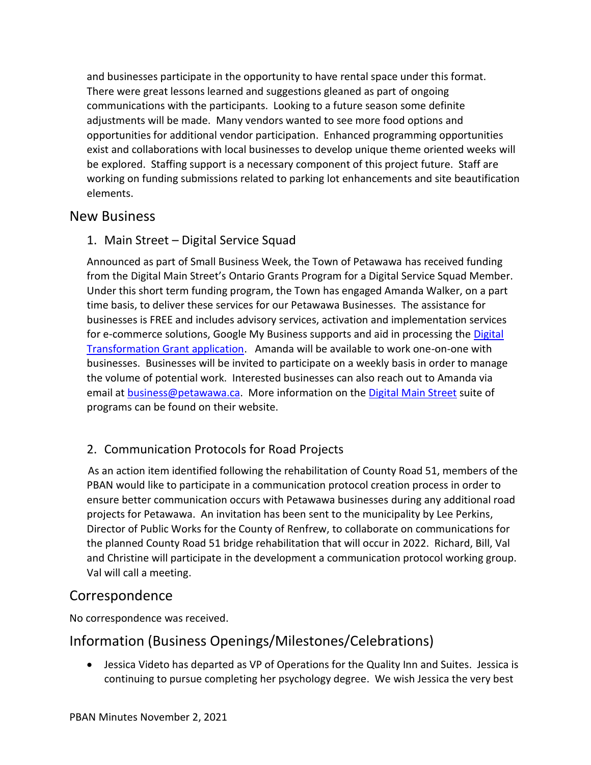and businesses participate in the opportunity to have rental space under this format. There were great lessons learned and suggestions gleaned as part of ongoing communications with the participants. Looking to a future season some definite adjustments will be made. Many vendors wanted to see more food options and opportunities for additional vendor participation. Enhanced programming opportunities exist and collaborations with local businesses to develop unique theme oriented weeks will be explored. Staffing support is a necessary component of this project future. Staff are working on funding submissions related to parking lot enhancements and site beautification elements.

## New Business

### 1. Main Street – Digital Service Squad

Announced as part of Small Business Week, the Town of Petawawa has received funding from the Digital Main Street's Ontario Grants Program for a Digital Service Squad Member. Under this short term funding program, the Town has engaged Amanda Walker, on a part time basis, to deliver these services for our Petawawa Businesses. The assistance for businesses is FREE and includes advisory services, activation and implementation services for e-commerce solutions, Google My Business supports and aid in processing the Digital Transformation Grant application. Amanda will be available to work one-on-one with businesses. Businesses will be invited to participate on a weekly basis in order to manage the volume of potential work. Interested businesses can also reach out to Amanda via email at business@petawawa.ca. More information on the Digital Main Street suite of programs can be found on their website.

### 2. Communication Protocols for Road Projects

As an action item identified following the rehabilitation of County Road 51, members of the PBAN would like to participate in a communication protocol creation process in order to ensure better communication occurs with Petawawa businesses during any additional road projects for Petawawa. An invitation has been sent to the municipality by Lee Perkins, Director of Public Works for the County of Renfrew, to collaborate on communications for the planned County Road 51 bridge rehabilitation that will occur in 2022. Richard, Bill, Val and Christine will participate in the development a communication protocol working group. Val will call a meeting.

## Correspondence

No correspondence was received.

## Information (Business Openings/Milestones/Celebrations)

- Jessica Videto has departed as VP of Operations for the Quality Inn and Suites. Jessica is continuing to pursue completing her psychology degree. We wish Jessica the very best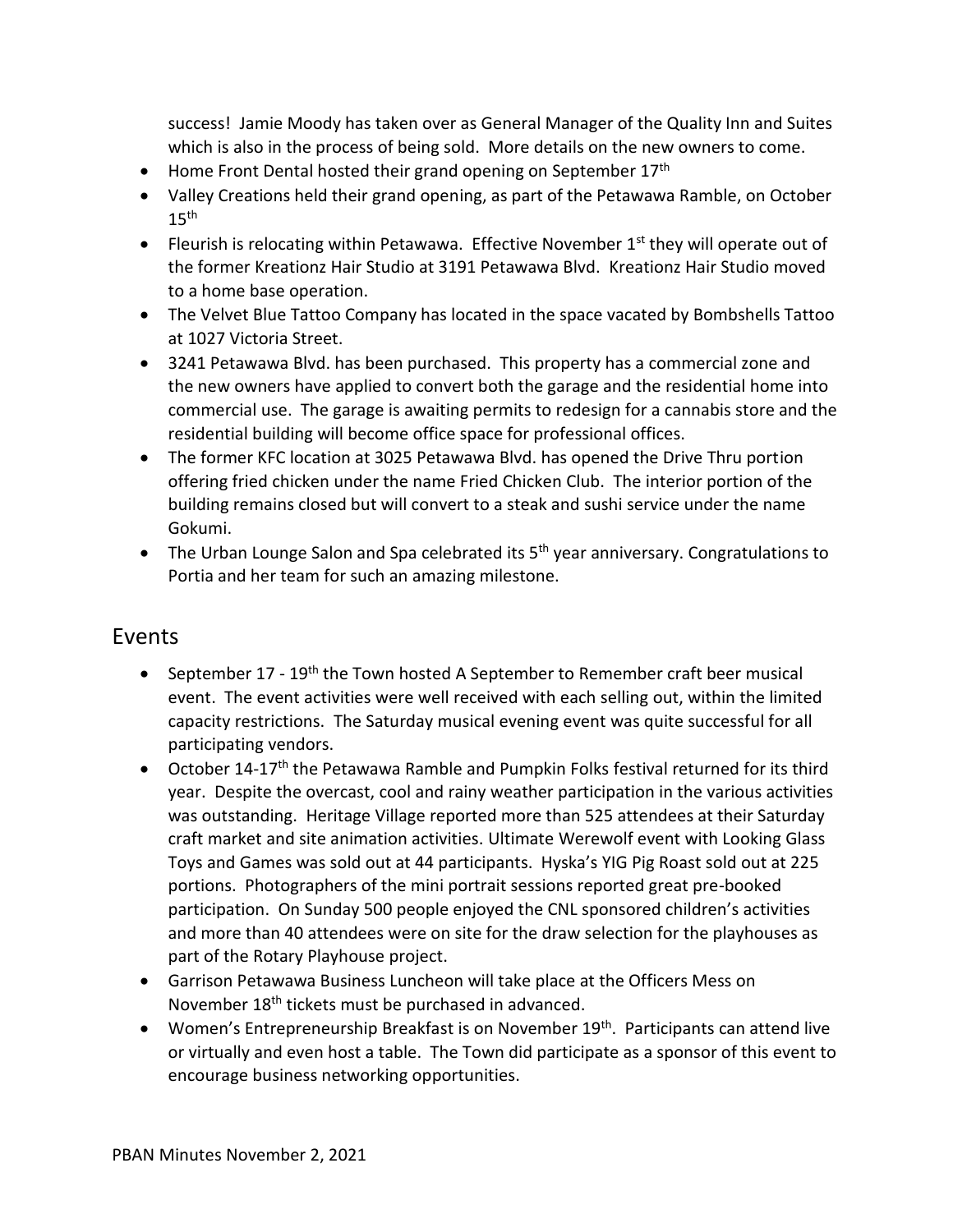success! Jamie Moody has taken over as General Manager of the Quality Inn and Suites which is also in the process of being sold. More details on the new owners to come.

- Home Front Dental hosted their grand opening on September 17th
- Valley Creations held their grand opening, as part of the Petawawa Ramble, on October 15th
- Fleurish is relocating within Petawawa. Effective November 1st they will operate out of the former Kreationz Hair Studio at 3191 Petawawa Blvd. Kreationz Hair Studio moved to a home base operation.
- The Velvet Blue Tattoo Company has located in the space vacated by Bombshells Tattoo at 1027 Victoria Street.
- 3241 Petawawa Blvd. has been purchased. This property has a commercial zone and the new owners have applied to convert both the garage and the residential home into commercial use. The garage is awaiting permits to redesign for a cannabis store and the residential building will become office space for professional offices.
- The former KFC location at 3025 Petawawa Blvd. has opened the Drive Thru portion offering fried chicken under the name Fried Chicken Club. The interior portion of the building remains closed but will convert to a steak and sushi service under the name Gokumi.
- The Urban Lounge Salon and Spa celebrated its 5th year anniversary. Congratulations to Portia and her team for such an amazing milestone.

## Events

- September 17 - 19th the Town hosted A September to Remember craft beer musical event. The event activities were well received with each selling out, within the limited capacity restrictions. The Saturday musical evening event was quite successful for all participating vendors.
- October 14-17th the Petawawa Ramble and Pumpkin Folks festival returned for its third year. Despite the overcast, cool and rainy weather participation in the various activities was outstanding. Heritage Village reported more than 525 attendees at their Saturday craft market and site animation activities. Ultimate Werewolf event with Looking Glass Toys and Games was sold out at 44 participants. Hyska's YIG Pig Roast sold out at 225 portions. Photographers of the mini portrait sessions reported great pre-booked participation. On Sunday 500 people enjoyed the CNL sponsored children's activities and more than 40 attendees were on site for the draw selection for the playhouses as part of the Rotary Playhouse project.
- Garrison Petawawa Business Luncheon will take place at the Officers Mess on November 18th tickets must be purchased in advanced.
- Women's Entrepreneurship Breakfast is on November 19th. Participants can attend live or virtually and even host a table. The Town did participate as a sponsor of this event to encourage business networking opportunities.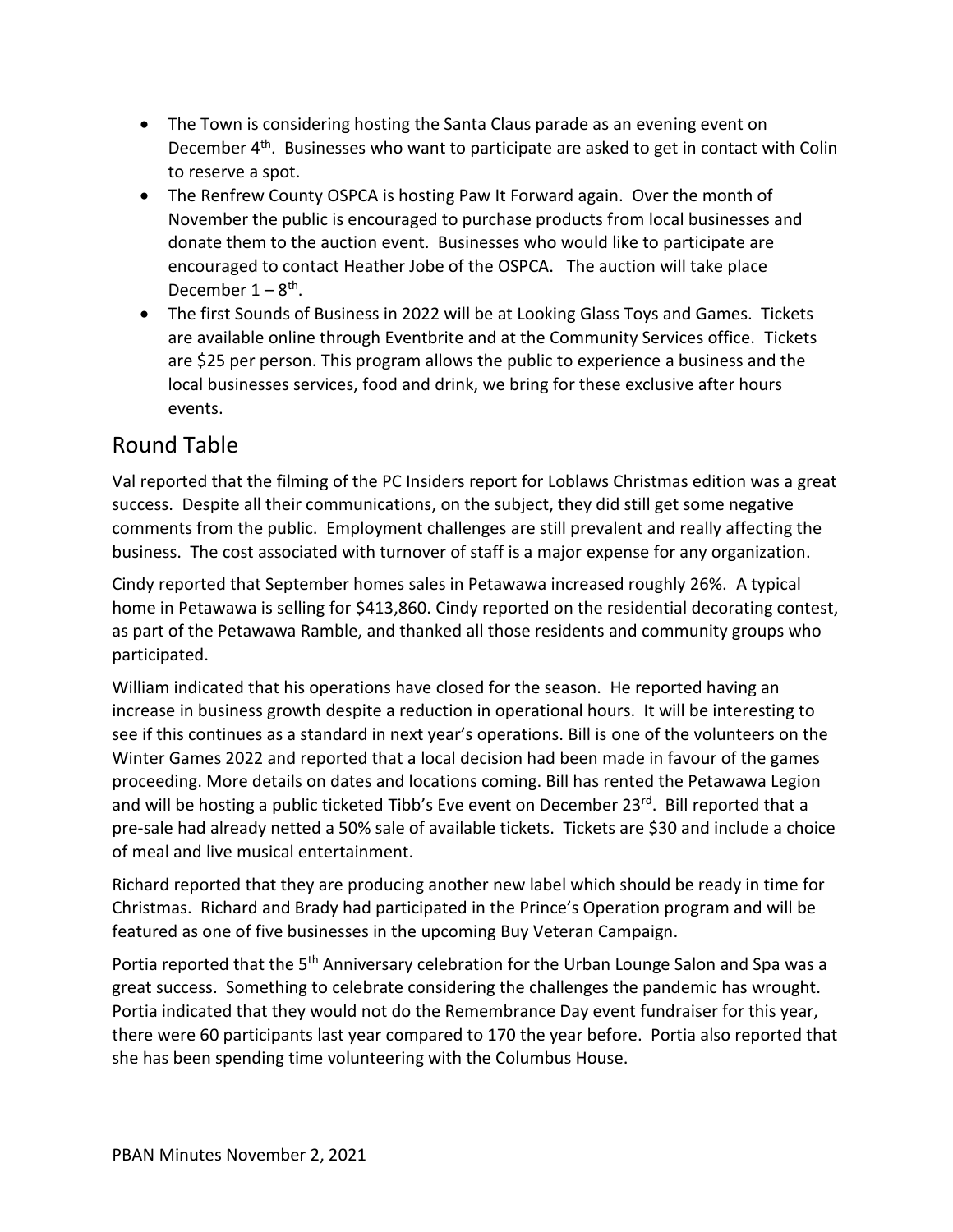- The Town is considering hosting the Santa Claus parade as an evening event on December 4th. Businesses who want to participate are asked to get in contact with Colin to reserve a spot.
- The Renfrew County OSPCA is hosting Paw It Forward again. Over the month of November the public is encouraged to purchase products from local businesses and donate them to the auction event. Businesses who would like to participate are encouraged to contact Heather Jobe of the OSPCA. The auction will take place December 1 – 8th.
- The first Sounds of Business in 2022 will be at Looking Glass Toys and Games. Tickets are available online through Eventbrite and at the Community Services office. Tickets are $25 per person. This program allows the public to experience a business and the local businesses services, food and drink, we bring for these exclusive after hours events.

## Round Table

Val reported that the filming of the PC Insiders report for Loblaws Christmas edition was a great success. Despite all their communications, on the subject, they did still get some negative comments from the public. Employment challenges are still prevalent and really affecting the business. The cost associated with turnover of staff is a major expense for any organization.

Cindy reported that September homes sales in Petawawa increased roughly 26%. A typical home in Petawawa is selling for $413,860. Cindy reported on the residential decorating contest, as part of the Petawawa Ramble, and thanked all those residents and community groups who participated.

William indicated that his operations have closed for the season. He reported having an increase in business growth despite a reduction in operational hours. It will be interesting to see if this continues as a standard in next year's operations. Bill is one of the volunteers on the Winter Games 2022 and reported that a local decision had been made in favour of the games proceeding. More details on dates and locations coming. Bill has rented the Petawawa Legion and will be hosting a public ticketed Tibb's Eve event on December 23rd. Bill reported that a pre-sale had already netted a 50% sale of available tickets. Tickets are $30 and include a choice of meal and live musical entertainment.

Richard reported that they are producing another new label which should be ready in time for Christmas. Richard and Brady had participated in the Prince's Operation program and will be featured as one of five businesses in the upcoming Buy Veteran Campaign.

Portia reported that the 5th Anniversary celebration for the Urban Lounge Salon and Spa was a great success. Something to celebrate considering the challenges the pandemic has wrought. Portia indicated that they would not do the Remembrance Day event fundraiser for this year, there were 60 participants last year compared to 170 the year before. Portia also reported that she has been spending time volunteering with the Columbus House.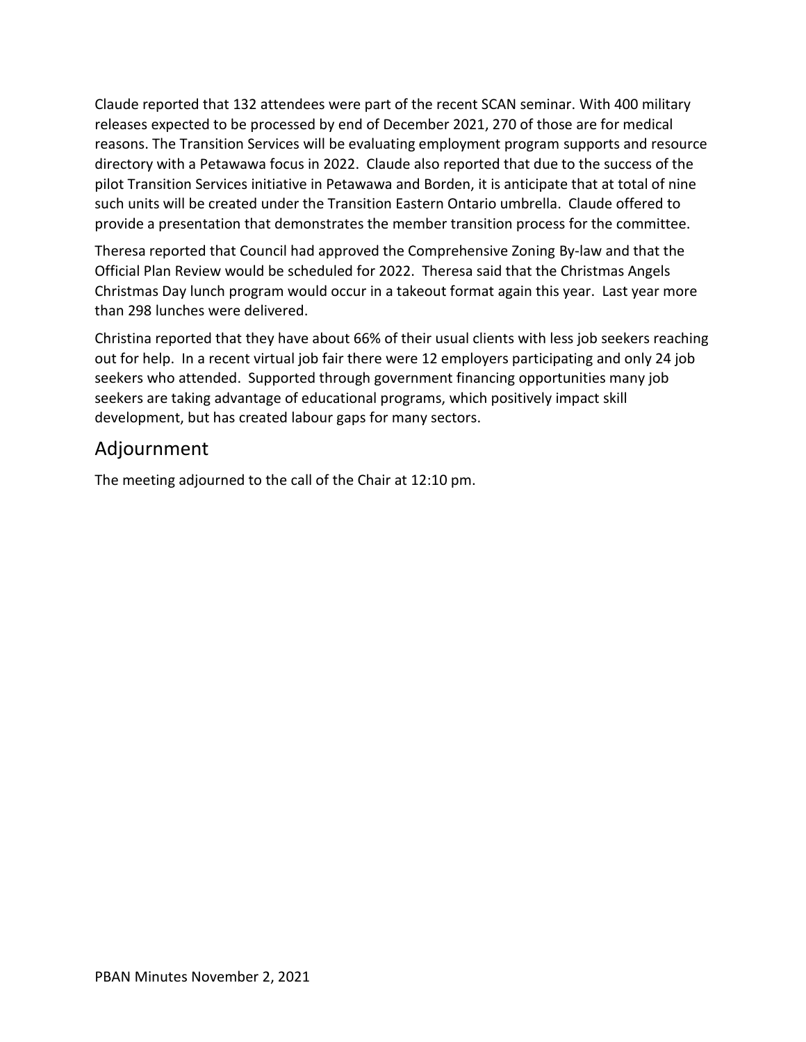Claude reported that 132 attendees were part of the recent SCAN seminar. With 400 military releases expected to be processed by end of December 2021, 270 of those are for medical reasons. The Transition Services will be evaluating employment program supports and resource directory with a Petawawa focus in 2022. Claude also reported that due to the success of the pilot Transition Services initiative in Petawawa and Borden, it is anticipate that at total of nine such units will be created under the Transition Eastern Ontario umbrella. Claude offered to provide a presentation that demonstrates the member transition process for the committee.

Theresa reported that Council had approved the Comprehensive Zoning By-law and that the Official Plan Review would be scheduled for 2022. Theresa said that the Christmas Angels Christmas Day lunch program would occur in a takeout format again this year. Last year more than 298 lunches were delivered.

Christina reported that they have about 66% of their usual clients with less job seekers reaching out for help. In a recent virtual job fair there were 12 employers participating and only 24 job seekers who attended. Supported through government financing opportunities many job seekers are taking advantage of educational programs, which positively impact skill development, but has created labour gaps for many sectors.

## Adjournment

The meeting adjourned to the call of the Chair at 12:10 pm.